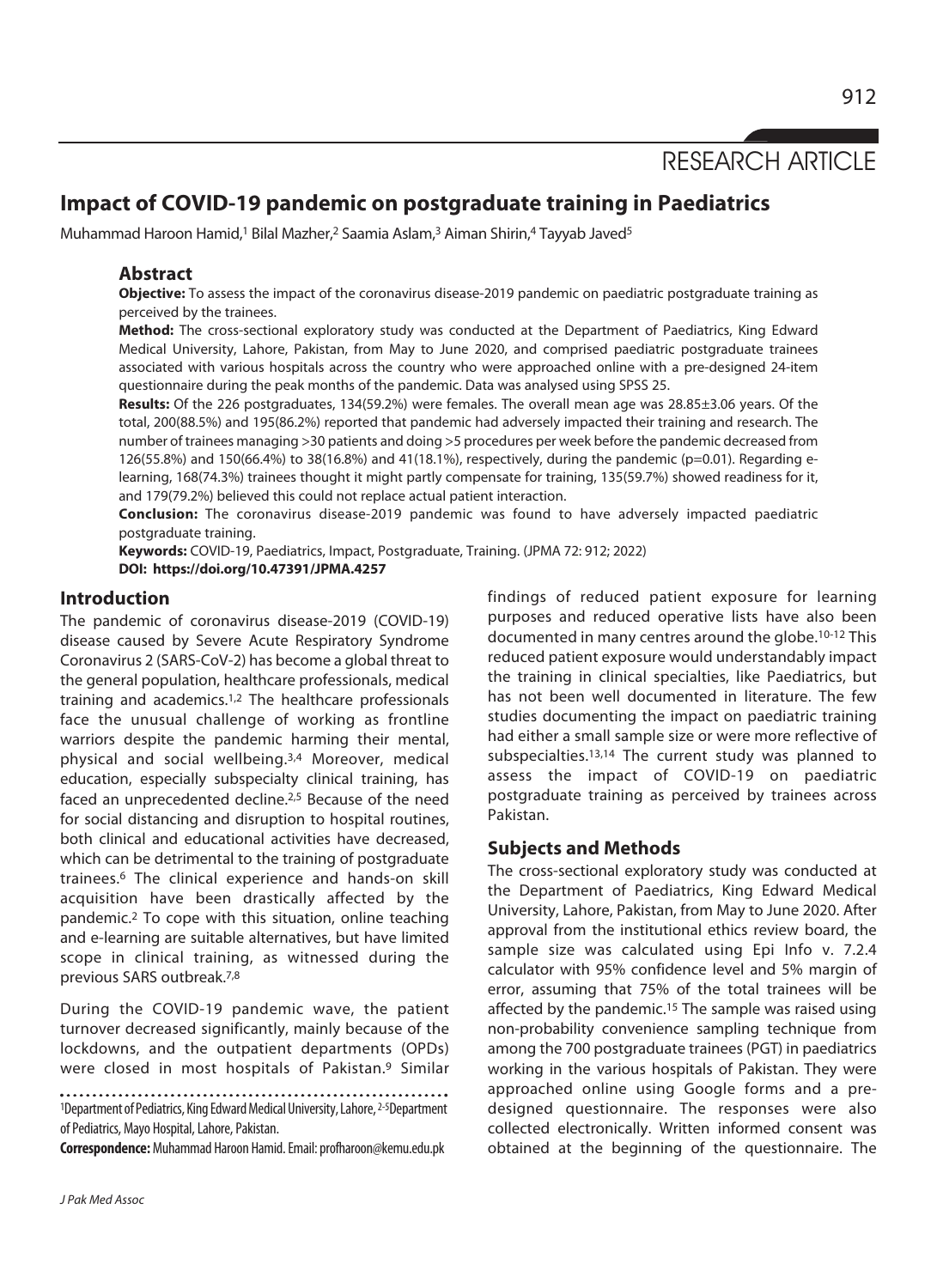RESEARCH ARTICLE

# Impact of COVID-19 pandemic on postgraduate training in Paediatrics

Muhammad Haroon Hamid,[1] Bilal Mazher,[2] Saamia Aslam,[3] Aiman Shirin,[4] Tayyab Javed[5]

## Abstract

**Objective:** To assess the impact of the coronavirus disease-2019 pandemic on paediatric postgraduate training as perceived by the trainees.

**Method:** The cross-sectional exploratory study was conducted at the Department of Paediatrics, King Edward Medical University, Lahore, Pakistan, from May to June 2020, and comprised paediatric postgraduate trainees associated with various hospitals across the country who were approached online with a pre-designed 24-item questionnaire during the peak months of the pandemic. Data was analysed using SPSS 25.

**Results:** Of the 226 postgraduates, 134(59.2%) were females. The overall mean age was 28.85±3.06 years. Of the total, 200(88.5%) and 195(86.2%) reported that pandemic had adversely impacted their training and research. The number of trainees managing >30 patients and doing >5 procedures per week before the pandemic decreased from 126(55.8%) and 150(66.4%) to 38(16.8%) and 41(18.1%), respectively, during the pandemic (p=0.01). Regarding e-learning, 168(74.3%) trainees thought it might partly compensate for training, 135(59.7%) showed readiness for it, and 179(79.2%) believed this could not replace actual patient interaction.

**Conclusion:** The coronavirus disease-2019 pandemic was found to have adversely impacted paediatric postgraduate training.

**Keywords:** COVID-19, Paediatrics, Impact, Postgraduate, Training. (JPMA 72: 912; 2022)

**DOI: https://doi.org/10.47391/JPMA.4257**

## Introduction

The pandemic of coronavirus disease-2019 (COVID-19) disease caused by Severe Acute Respiratory Syndrome Coronavirus 2 (SARS-CoV-2) has become a global threat to the general population, healthcare professionals, medical training and academics.[1,2] The healthcare professionals face the unusual challenge of working as frontline warriors despite the pandemic harming their mental, physical and social wellbeing.[3,4] Moreover, medical education, especially subspecialty clinical training, has faced an unprecedented decline.[2,5] Because of the need for social distancing and disruption to hospital routines, both clinical and educational activities have decreased, which can be detrimental to the training of postgraduate trainees.[6] The clinical experience and hands-on skill acquisition have been drastically affected by the pandemic.[2] To cope with this situation, online teaching and e-learning are suitable alternatives, but have limited scope in clinical training, as witnessed during the previous SARS outbreak.[7,8]

During the COVID-19 pandemic wave, the patient turnover decreased significantly, mainly because of the lockdowns, and the outpatient departments (OPDs) were closed in most hospitals of Pakistan.[9] Similar findings of reduced patient exposure for learning purposes and reduced operative lists have also been documented in many centres around the globe.[10-12] This reduced patient exposure would understandably impact the training in clinical specialties, like Paediatrics, but has not been well documented in literature. The few studies documenting the impact on paediatric training had either a small sample size or were more reflective of subspecialties.[13,14] The current study was planned to assess the impact of COVID-19 on paediatric postgraduate training as perceived by trainees across Pakistan.

## Subjects and Methods

The cross-sectional exploratory study was conducted at the Department of Paediatrics, King Edward Medical University, Lahore, Pakistan, from May to June 2020. After approval from the institutional ethics review board, the sample size was calculated using Epi Info v. 7.2.4 calculator with 95% confidence level and 5% margin of error, assuming that 75% of the total trainees will be affected by the pandemic.[15] The sample was raised using non-probability convenience sampling technique from among the 700 postgraduate trainees (PGT) in paediatrics working in the various hospitals of Pakistan. They were approached online using Google forms and a pre-designed questionnaire. The responses were also collected electronically. Written informed consent was obtained at the beginning of the questionnaire. The

[1]Department of Pediatrics, King Edward Medical University, Lahore, [2-5]Department of Pediatrics, Mayo Hospital, Lahore, Pakistan.

**Correspondence:** Muhammad Haroon Hamid. Email: profharoon@kemu.edu.pk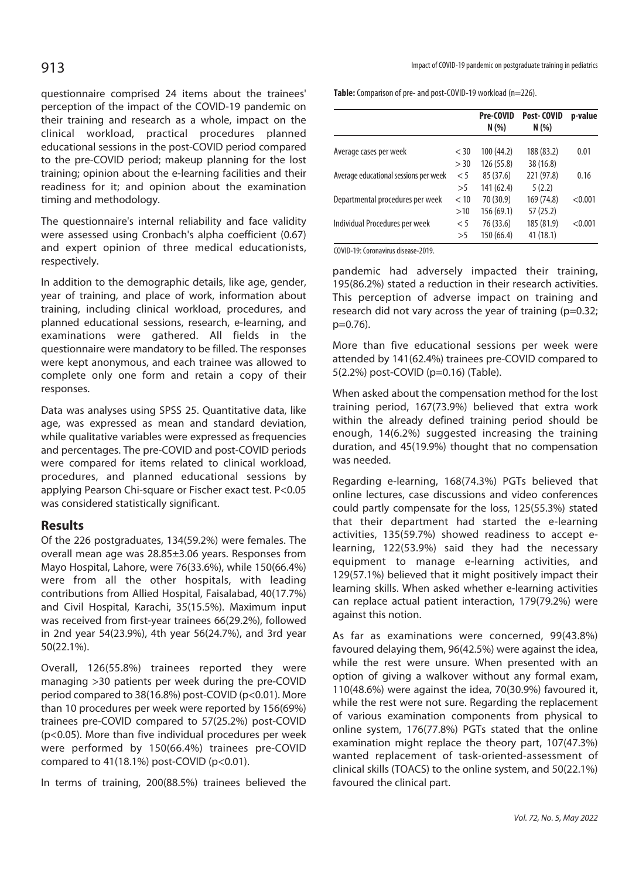questionnaire comprised 24 items about the trainees' perception of the impact of the COVID-19 pandemic on their training and research as a whole, impact on the clinical workload, practical procedures planned educational sessions in the post-COVID period compared to the pre-COVID period; makeup planning for the lost training; opinion about the e-learning facilities and their readiness for it; and opinion about the examination timing and methodology.

The questionnaire's internal reliability and face validity were assessed using Cronbach's alpha coefficient (0.67) and expert opinion of three medical educationists, respectively.

In addition to the demographic details, like age, gender, year of training, and place of work, information about training, including clinical workload, procedures, and planned educational sessions, research, e-learning, and examinations were gathered. All fields in the questionnaire were mandatory to be filled. The responses were kept anonymous, and each trainee was allowed to complete only one form and retain a copy of their responses.

Data was analyses using SPSS 25. Quantitative data, like age, was expressed as mean and standard deviation, while qualitative variables were expressed as frequencies and percentages. The pre-COVID and post-COVID periods were compared for items related to clinical workload, procedures, and planned educational sessions by applying Pearson Chi-square or Fischer exact test. P<0.05 was considered statistically significant.

## Results

Of the 226 postgraduates, 134(59.2%) were females. The overall mean age was 28.85±3.06 years. Responses from Mayo Hospital, Lahore, were 76(33.6%), while 150(66.4%) were from all the other hospitals, with leading contributions from Allied Hospital, Faisalabad, 40(17.7%) and Civil Hospital, Karachi, 35(15.5%). Maximum input was received from first-year trainees 66(29.2%), followed in 2nd year 54(23.9%), 4th year 56(24.7%), and 3rd year 50(22.1%).

Overall, 126(55.8%) trainees reported they were managing >30 patients per week during the pre-COVID period compared to 38(16.8%) post-COVID (p<0.01). More than 10 procedures per week were reported by 156(69%) trainees pre-COVID compared to 57(25.2%) post-COVID (p<0.05). More than five individual procedures per week were performed by 150(66.4%) trainees pre-COVID compared to 41(18.1%) post-COVID (p<0.01).

In terms of training, 200(88.5%) trainees believed the pandemic had adversely impacted their training, 195(86.2%) stated a reduction in their research activities. This perception of adverse impact on training and research did not vary across the year of training (p=0.32; p=0.76).

**Table:** Comparison of pre- and post-COVID-19 workload (n=226).

| | | Pre-COVID N (%) | Post-COVID N (%) | p-value |
|---|---|---|---|---|
| Average cases per week | < 30 | 100 (44.2) | 188 (83.2) | 0.01 |
| | > 30 | 126 (55.8) | 38 (16.8) | |
| Average educational sessions per week | < 5 | 85 (37.6) | 221 (97.8) | 0.16 |
| | >5 | 141 (62.4) | 5 (2.2) | |
| Departmental procedures per week | < 10 | 70 (30.9) | 169 (74.8) | <0.001 |
| | >10 | 156 (69.1) | 57 (25.2) | |
| Individual Procedures per week | < 5 | 76 (33.6) | 185 (81.9) | <0.001 |
| | >5 | 150 (66.4) | 41 (18.1) | |

COVID-19: Coronavirus disease-2019.

More than five educational sessions per week were attended by 141(62.4%) trainees pre-COVID compared to 5(2.2%) post-COVID (p=0.16) (Table).

When asked about the compensation method for the lost training period, 167(73.9%) believed that extra work within the already defined training period should be enough, 14(6.2%) suggested increasing the training duration, and 45(19.9%) thought that no compensation was needed.

Regarding e-learning, 168(74.3%) PGTs believed that online lectures, case discussions and video conferences could partly compensate for the loss, 125(55.3%) stated that their department had started the e-learning activities, 135(59.7%) showed readiness to accept e-learning, 122(53.9%) said they had the necessary equipment to manage e-learning activities, and 129(57.1%) believed that it might positively impact their learning skills. When asked whether e-learning activities can replace actual patient interaction, 179(79.2%) were against this notion.

As far as examinations were concerned, 99(43.8%) favoured delaying them, 96(42.5%) were against the idea, while the rest were unsure. When presented with an option of giving a walkover without any formal exam, 110(48.6%) were against the idea, 70(30.9%) favoured it, while the rest were not sure. Regarding the replacement of various examination components from physical to online system, 176(77.8%) PGTs stated that the online examination might replace the theory part, 107(47.3%) wanted replacement of task-oriented-assessment of clinical skills (TOACS) to the online system, and 50(22.1%) favoured the clinical part.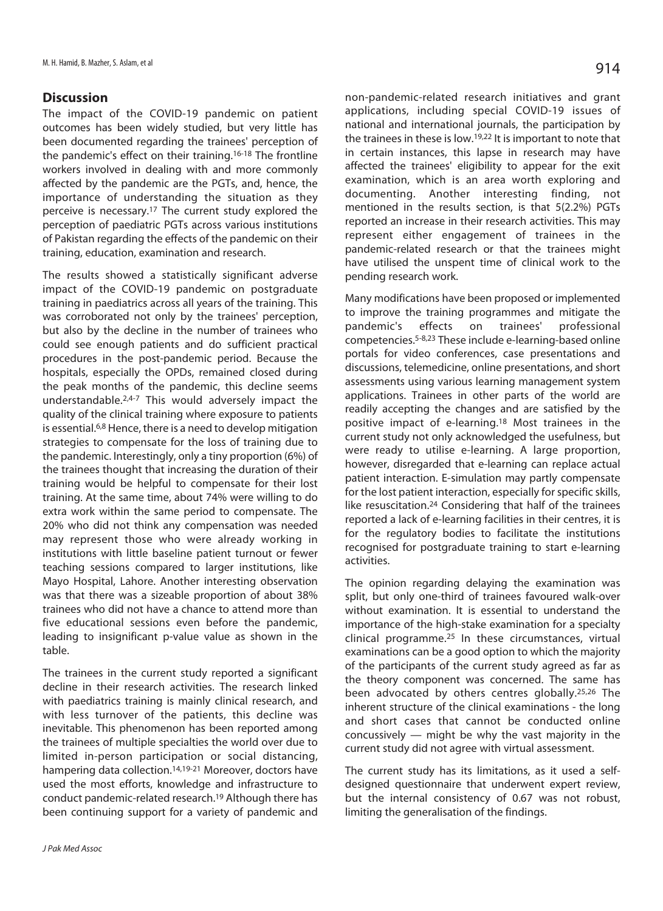## Discussion

The impact of the COVID-19 pandemic on patient outcomes has been widely studied, but very little has been documented regarding the trainees' perception of the pandemic's effect on their training.[16-18] The frontline workers involved in dealing with and more commonly affected by the pandemic are the PGTs, and, hence, the importance of understanding the situation as they perceive is necessary.[17] The current study explored the perception of paediatric PGTs across various institutions of Pakistan regarding the effects of the pandemic on their training, education, examination and research.

The results showed a statistically significant adverse impact of the COVID-19 pandemic on postgraduate training in paediatrics across all years of the training. This was corroborated not only by the trainees' perception, but also by the decline in the number of trainees who could see enough patients and do sufficient practical procedures in the post-pandemic period. Because the hospitals, especially the OPDs, remained closed during the peak months of the pandemic, this decline seems understandable.[2,4-7] This would adversely impact the quality of the clinical training where exposure to patients is essential.[6,8] Hence, there is a need to develop mitigation strategies to compensate for the loss of training due to the pandemic. Interestingly, only a tiny proportion (6%) of the trainees thought that increasing the duration of their training would be helpful to compensate for their lost training. At the same time, about 74% were willing to do extra work within the same period to compensate. The 20% who did not think any compensation was needed may represent those who were already working in institutions with little baseline patient turnout or fewer teaching sessions compared to larger institutions, like Mayo Hospital, Lahore. Another interesting observation was that there was a sizeable proportion of about 38% trainees who did not have a chance to attend more than five educational sessions even before the pandemic, leading to insignificant p-value value as shown in the table.

The trainees in the current study reported a significant decline in their research activities. The research linked with paediatrics training is mainly clinical research, and with less turnover of the patients, this decline was inevitable. This phenomenon has been reported among the trainees of multiple specialties the world over due to limited in-person participation or social distancing, hampering data collection.[14,19-21] Moreover, doctors have used the most efforts, knowledge and infrastructure to conduct pandemic-related research.[19] Although there has been continuing support for a variety of pandemic and non-pandemic-related research initiatives and grant applications, including special COVID-19 issues of national and international journals, the participation by the trainees in these is low.[19,22] It is important to note that in certain instances, this lapse in research may have affected the trainees' eligibility to appear for the exit examination, which is an area worth exploring and documenting. Another interesting finding, not mentioned in the results section, is that 5(2.2%) PGTs reported an increase in their research activities. This may represent either engagement of trainees in the pandemic-related research or that the trainees might have utilised the unspent time of clinical work to the pending research work.

Many modifications have been proposed or implemented to improve the training programmes and mitigate the pandemic's effects on trainees' professional competencies.[5-8,23] These include e-learning-based online portals for video conferences, case presentations and discussions, telemedicine, online presentations, and short assessments using various learning management system applications. Trainees in other parts of the world are readily accepting the changes and are satisfied by the positive impact of e-learning.[18] Most trainees in the current study not only acknowledged the usefulness, but were ready to utilise e-learning. A large proportion, however, disregarded that e-learning can replace actual patient interaction. E-simulation may partly compensate for the lost patient interaction, especially for specific skills, like resuscitation.[24] Considering that half of the trainees reported a lack of e-learning facilities in their centres, it is for the regulatory bodies to facilitate the institutions recognised for postgraduate training to start e-learning activities.

The opinion regarding delaying the examination was split, but only one-third of trainees favoured walk-over without examination. It is essential to understand the importance of the high-stake examination for a specialty clinical programme.[25] In these circumstances, virtual examinations can be a good option to which the majority of the participants of the current study agreed as far as the theory component was concerned. The same has been advocated by others centres globally.[25,26] The inherent structure of the clinical examinations - the long and short cases that cannot be conducted online concussively — might be why the vast majority in the current study did not agree with virtual assessment.

The current study has its limitations, as it used a self-designed questionnaire that underwent expert review, but the internal consistency of 0.67 was not robust, limiting the generalisation of the findings.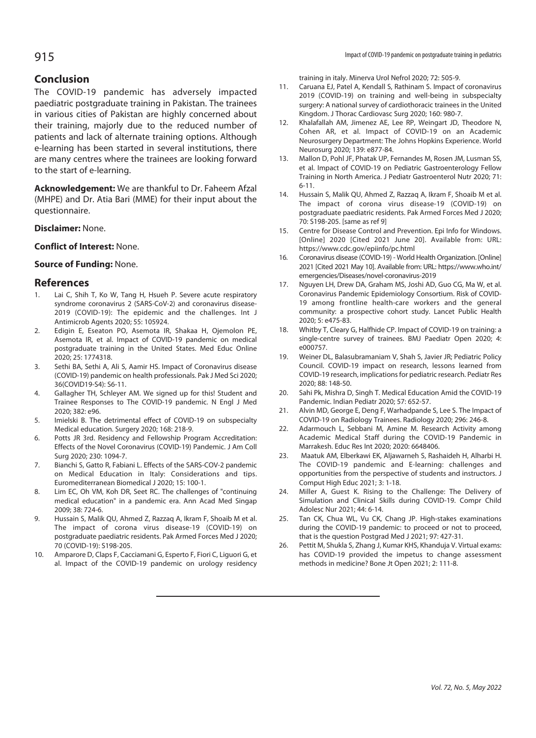## Conclusion

The COVID-19 pandemic has adversely impacted paediatric postgraduate training in Pakistan. The trainees in various cities of Pakistan are highly concerned about their training, majorly due to the reduced number of patients and lack of alternate training options. Although e-learning has been started in several institutions, there are many centres where the trainees are looking forward to the start of e-learning.

**Acknowledgement:** We are thankful to Dr. Faheem Afzal (MHPE) and Dr. Atia Bari (MME) for their input about the questionnaire.

**Disclaimer:** None.

**Conflict of Interest:** None.

**Source of Funding:** None.

## References

1. Lai C, Shih T, Ko W, Tang H, Hsueh P. Severe acute respiratory syndrome coronavirus 2 (SARS-CoV-2) and coronavirus disease-2019 (COVID-19): The epidemic and the challenges. Int J Antimicrob Agents 2020; 55: 105924.
2. Edigin E, Eseaton PO, Asemota IR, Shakaa H, Ojemolon PE, Asemota IR, et al. Impact of COVID-19 pandemic on medical postgraduate training in the United States. Med Educ Online 2020; 25: 1774318.
3. Sethi BA, Sethi A, Ali S, Aamir HS. Impact of Coronavirus disease (COVID-19) pandemic on health professionals. Pak J Med Sci 2020; 36(COVID19-S4): S6-11.
4. Gallagher TH, Schleyer AM. We signed up for this! Student and Trainee Responses to The COVID-19 pandemic. N Engl J Med 2020; 382: e96.
5. Imielski B. The detrimental effect of COVID-19 on subspecialty Medical education. Surgery 2020; 168: 218-9.
6. Potts JR 3rd. Residency and Fellowship Program Accreditation: Effects of the Novel Coronavirus (COVID-19) Pandemic. J Am Coll Surg 2020; 230: 1094-7.
7. Bianchi S, Gatto R, Fabiani L. Effects of the SARS-COV-2 pandemic on Medical Education in Italy: Considerations and tips. Euromediterranean Biomedical J 2020; 15: 100-1.
8. Lim EC, Oh VM, Koh DR, Seet RC. The challenges of "continuing medical education" in a pandemic era. Ann Acad Med Singap 2009; 38: 724-6.
9. Hussain S, Malik QU, Ahmed Z, Razzaq A, Ikram F, Shoaib M et al. The impact of corona virus disease-19 (COVID-19) on postgraduate paediatric residents. Pak Armed Forces Med J 2020; 70 (COVID-19): S198-205.
10. Amparore D, Claps F, Cacciamani G, Esperto F, Fiori C, Liguori G, et al. Impact of the COVID-19 pandemic on urology residency training in italy. Minerva Urol Nefrol 2020; 72: 505-9.
11. Caruana EJ, Patel A, Kendall S, Rathinam S. Impact of coronavirus 2019 (COVID-19) on training and well-being in subspecialty surgery: A national survey of cardiothoracic trainees in the United Kingdom. J Thorac Cardiovasc Surg 2020; 160: 980-7.
12. Khalafallah AM, Jimenez AE, Lee RP, Weingart JD, Theodore N, Cohen AR, et al. Impact of COVID-19 on an Academic Neurosurgery Department: The Johns Hopkins Experience. World Neurosurg 2020; 139: e877-84.
13. Mallon D, Pohl JF, Phatak UP, Fernandes M, Rosen JM, Lusman SS, et al. Impact of COVID-19 on Pediatric Gastroenterology Fellow Training in North America. J Pediatr Gastroenterol Nutr 2020; 71: 6-11.
14. Hussain S, Malik QU, Ahmed Z, Razzaq A, Ikram F, Shoaib M et al. The impact of corona virus disease-19 (COVID-19) on postgraduate paediatric residents. Pak Armed Forces Med J 2020; 70: S198-205. [same as ref 9]
15. Centre for Disease Control and Prevention. Epi Info for Windows. [Online] 2020 [Cited 2021 June 20]. Available from: URL: https://www.cdc.gov/epiinfo/pc.html
16. Coronavirus disease (COVID-19) - World Health Organization. [Online] 2021 [Cited 2021 May 10]. Available from: URL: https://www.who.int/emergencies/Diseases/novel-coronavirus-2019
17. Nguyen LH, Drew DA, Graham MS, Joshi AD, Guo CG, Ma W, et al. Coronavirus Pandemic Epidemiology Consortium. Risk of COVID-19 among frontline health-care workers and the general community: a prospective cohort study. Lancet Public Health 2020; 5: e475-83.
18. Whitby T, Cleary G, Halfhide CP. Impact of COVID-19 on training: a single-centre survey of trainees. BMJ Paediatr Open 2020; 4: e000757.
19. Weiner DL, Balasubramaniam V, Shah S, Javier JR; Pediatric Policy Council. COVID-19 impact on research, lessons learned from COVID-19 research, implications for pediatric research. Pediatr Res 2020; 88: 148-50.
20. Sahi Pk, Mishra D, Singh T. Medical Education Amid the COVID-19 Pandemic. Indian Pediatr 2020; 57: 652-57.
21. Alvin MD, George E, Deng F, Warhadpande S, Lee S. The Impact of COVID-19 on Radiology Trainees. Radiology 2020; 296: 246-8.
22. Adarmouch L, Sebbani M, Amine M. Research Activity among Academic Medical Staff during the COVID-19 Pandemic in Marrakesh. Educ Res Int 2020; 2020: 6648406.
23. Maatuk AM, Elberkawi EK, Aljawarneh S, Rashaideh H, Alharbi H. The COVID-19 pandemic and E-learning: challenges and opportunities from the perspective of students and instructors. J Comput High Educ 2021; 3: 1-18.
24. Miller A, Guest K. Rising to the Challenge: The Delivery of Simulation and Clinical Skills during COVID-19. Compr Child Adolesc Nur 2021; 44: 6-14.
25. Tan CK, Chua WL, Vu CK, Chang JP. High-stakes examinations during the COVID-19 pandemic: to proceed or not to proceed, that is the question Postgrad Med J 2021; 97: 427-31.
26. Pettit M, Shukla S, Zhang J, Kumar KHS, Khanduja V. Virtual exams: has COVID-19 provided the impetus to change assessment methods in medicine? Bone Jt Open 2021; 2: 111-8.